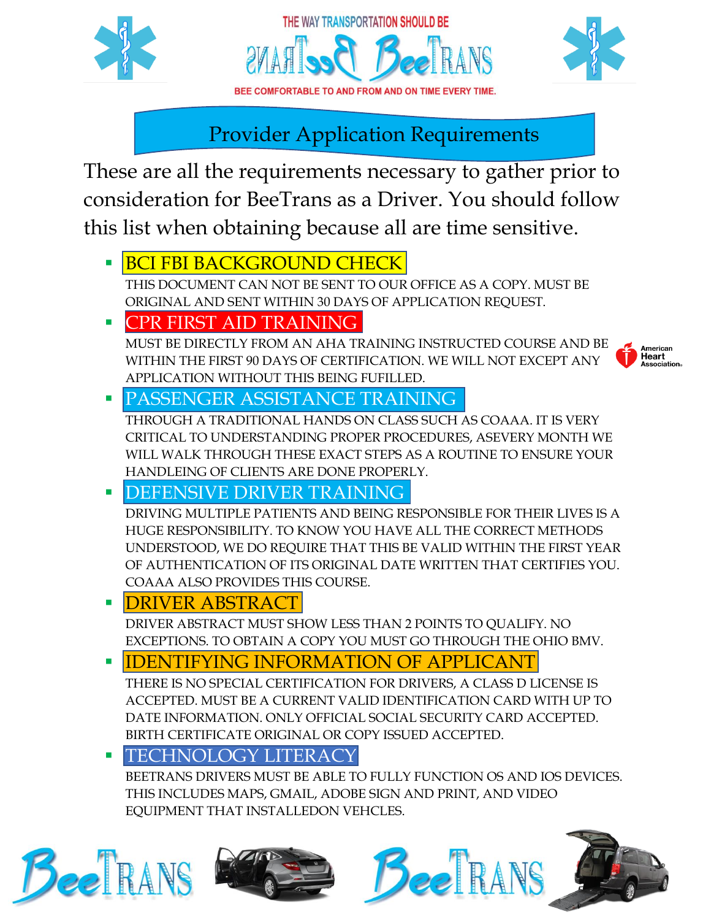THE WAY TRANSPORTATION SHOULD BE

BeeTRANS

BEE COMFORTABLE TO AND FROM AND ON TIME EVERY TIME.

# Provider Application Requirements

These are all the requirements necessary to gather prior to consideration for BeeTrans as a Driver. You should follow this list when obtaining because all are time sensitive.

- **BCI FBI BACKGROUND CHECK**

  THIS DOCUMENT CAN NOT BE SENT TO OUR OFFICE AS A COPY. MUST BE ORIGINAL AND SENT WITHIN 30 DAYS OF APPLICATION REQUEST.

- **CPR FIRST AID TRAINING**

  MUST BE DIRECTLY FROM AN AHA TRAINING INSTRUCTED COURSE AND BE WITHIN THE FIRST 90 DAYS OF CERTIFICATION. WE WILL NOT EXCEPT ANY APPLICATION WITHOUT THIS BEING FUFILLED.

  American Heart Association.

- **PASSENGER ASSISTANCE TRAINING**

  THROUGH A TRADITIONAL HANDS ON CLASS SUCH AS COAAA. IT IS VERY CRITICAL TO UNDERSTANDING PROPER PROCEDURES, ASEVERY MONTH WE WILL WALK THROUGH THESE EXACT STEPS AS A ROUTINE TO ENSURE YOUR HANDLEING OF CLIENTS ARE DONE PROPERLY.

- **DEFENSIVE DRIVER TRAINING**

  DRIVING MULTIPLE PATIENTS AND BEING RESPONSIBLE FOR THEIR LIVES IS A HUGE RESPONSIBILITY. TO KNOW YOU HAVE ALL THE CORRECT METHODS UNDERSTOOD, WE DO REQUIRE THAT THIS BE VALID WITHIN THE FIRST YEAR OF AUTHENTICATION OF ITS ORIGINAL DATE WRITTEN THAT CERTIFIES YOU. COAAA ALSO PROVIDES THIS COURSE.

- **DRIVER ABSTRACT**

  DRIVER ABSTRACT MUST SHOW LESS THAN 2 POINTS TO QUALIFY. NO EXCEPTIONS. TO OBTAIN A COPY YOU MUST GO THROUGH THE OHIO BMV.

- **IDENTIFYING INFORMATION OF APPLICANT**

  THERE IS NO SPECIAL CERTIFICATION FOR DRIVERS, A CLASS D LICENSE IS ACCEPTED. MUST BE A CURRENT VALID IDENTIFICATION CARD WITH UP TO DATE INFORMATION. ONLY OFFICIAL SOCIAL SECURITY CARD ACCEPTED. BIRTH CERTIFICATE ORIGINAL OR COPY ISSUED ACCEPTED.

- **TECHNOLOGY LITERACY**

  BEETRANS DRIVERS MUST BE ABLE TO FULLY FUNCTION OS AND IOS DEVICES. THIS INCLUDES MAPS, GMAIL, ADOBE SIGN AND PRINT, AND VIDEO EQUIPMENT THAT INSTALLEDON VEHCLES.

BeeTRANS BeeTRANS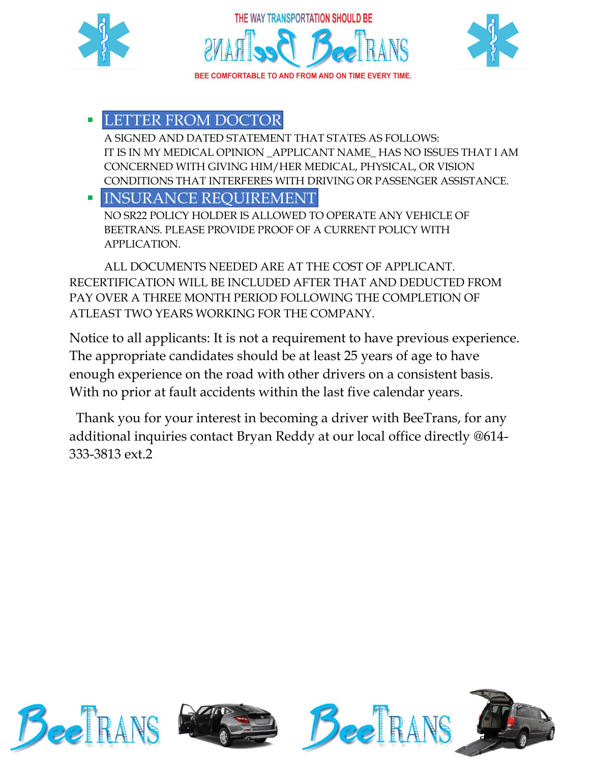- **LETTER FROM DOCTOR**

  A SIGNED AND DATED STATEMENT THAT STATES AS FOLLOWS:
  IT IS IN MY MEDICAL OPINION _APPLICANT NAME_ HAS NO ISSUES THAT I AM CONCERNED WITH GIVING HIM/HER MEDICAL, PHYSICAL, OR VISION CONDITIONS THAT INTERFERES WITH DRIVING OR PASSENGER ASSISTANCE.

- **INSURANCE REQUIREMENT**

  NO SR22 POLICY HOLDER IS ALLOWED TO OPERATE ANY VEHICLE OF BEETRANS. PLEASE PROVIDE PROOF OF A CURRENT POLICY WITH APPLICATION.

ALL DOCUMENTS NEEDED ARE AT THE COST OF APPLICANT. RECERTIFICATION WILL BE INCLUDED AFTER THAT AND DEDUCTED FROM PAY OVER A THREE MONTH PERIOD FOLLOWING THE COMPLETION OF ATLEAST TWO YEARS WORKING FOR THE COMPANY.

Notice to all applicants: It is not a requirement to have previous experience. The appropriate candidates should be at least 25 years of age to have enough experience on the road with other drivers on a consistent basis. With no prior at fault accidents within the last five calendar years.

Thank you for your interest in becoming a driver with BeeTrans, for any additional inquiries contact Bryan Reddy at our local office directly @614-333-3813 ext.2